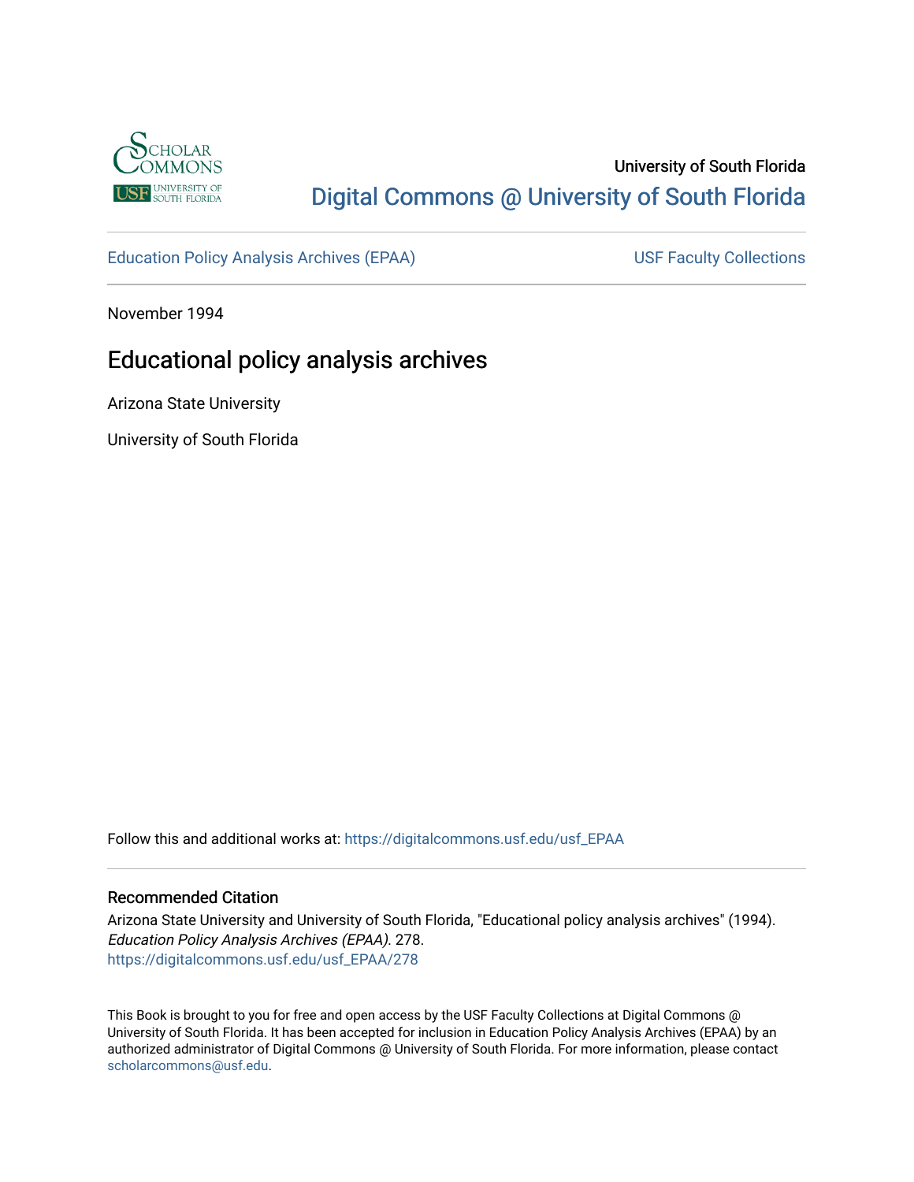University of South Florida

Digital Commons @ University of South Florida

Education Policy Analysis Archives (EPAA)

USF Faculty Collections

November 1994

# Educational policy analysis archives

Arizona State University

University of South Florida

Follow this and additional works at: https://digitalcommons.usf.edu/usf_EPAA

## Recommended Citation

Arizona State University and University of South Florida, "Educational policy analysis archives" (1994). *Education Policy Analysis Archives (EPAA)*. 278.
https://digitalcommons.usf.edu/usf_EPAA/278

This Book is brought to you for free and open access by the USF Faculty Collections at Digital Commons @ University of South Florida. It has been accepted for inclusion in Education Policy Analysis Archives (EPAA) by an authorized administrator of Digital Commons @ University of South Florida. For more information, please contact scholarcommons@usf.edu.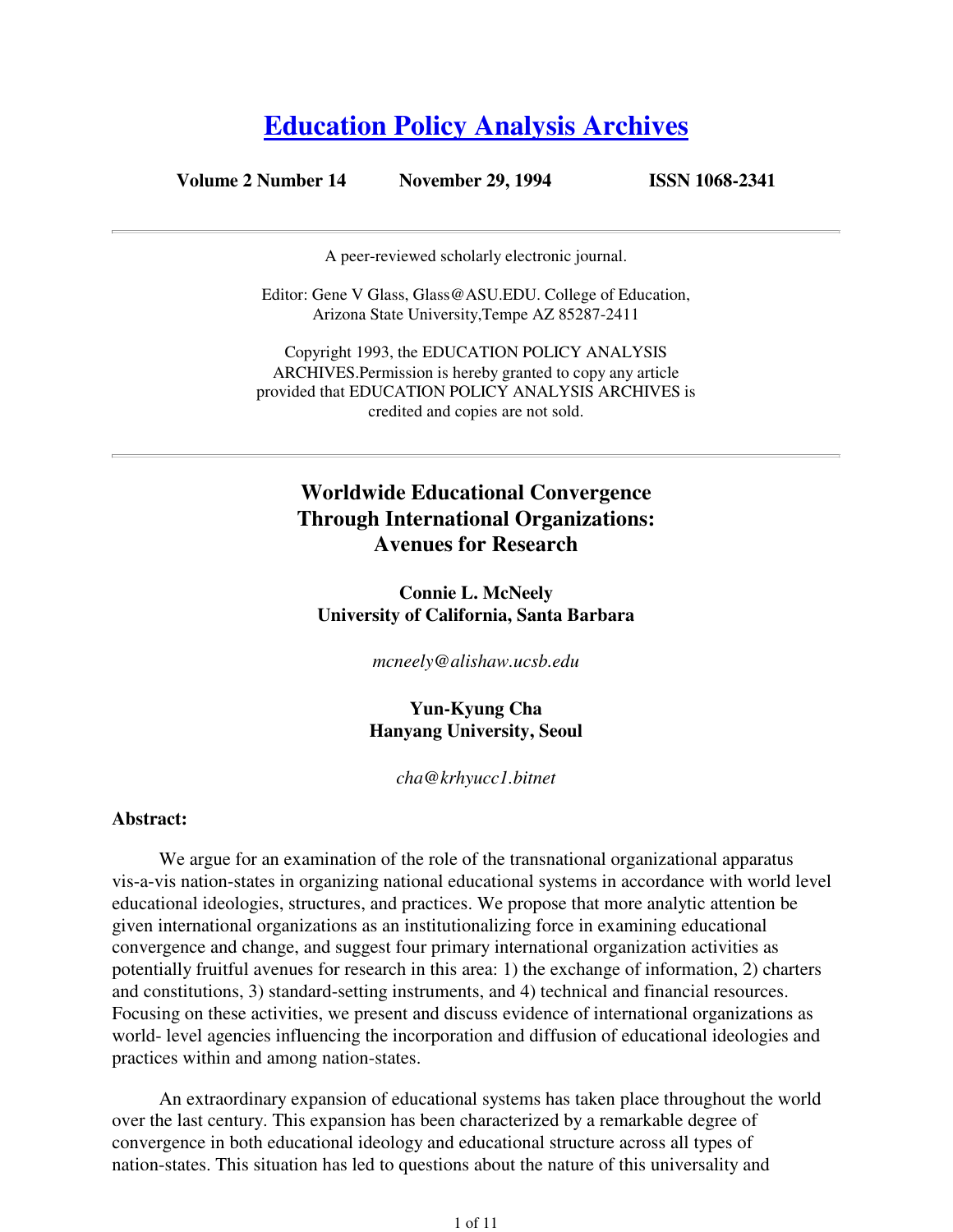# [Education Policy Analysis Archives](#)

**Volume 2 Number 14 November 29, 1994 ISSN 1068-2341**

---

A peer-reviewed scholarly electronic journal.

Editor: Gene V Glass, Glass@ASU.EDU. College of Education, Arizona State University,Tempe AZ 85287-2411

Copyright 1993, the EDUCATION POLICY ANALYSIS ARCHIVES.Permission is hereby granted to copy any article provided that EDUCATION POLICY ANALYSIS ARCHIVES is credited and copies are not sold.

---

## Worldwide Educational Convergence Through International Organizations: Avenues for Research

**Connie L. McNeely**
**University of California, Santa Barbara**

*mcneely@alishaw.ucsb.edu*

**Yun-Kyung Cha**
**Hanyang University, Seoul**

*cha@krhyucc1.bitnet*

**Abstract:**

We argue for an examination of the role of the transnational organizational apparatus vis-a-vis nation-states in organizing national educational systems in accordance with world level educational ideologies, structures, and practices. We propose that more analytic attention be given international organizations as an institutionalizing force in examining educational convergence and change, and suggest four primary international organization activities as potentially fruitful avenues for research in this area: 1) the exchange of information, 2) charters and constitutions, 3) standard-setting instruments, and 4) technical and financial resources. Focusing on these activities, we present and discuss evidence of international organizations as world- level agencies influencing the incorporation and diffusion of educational ideologies and practices within and among nation-states.

An extraordinary expansion of educational systems has taken place throughout the world over the last century. This expansion has been characterized by a remarkable degree of convergence in both educational ideology and educational structure across all types of nation-states. This situation has led to questions about the nature of this universality and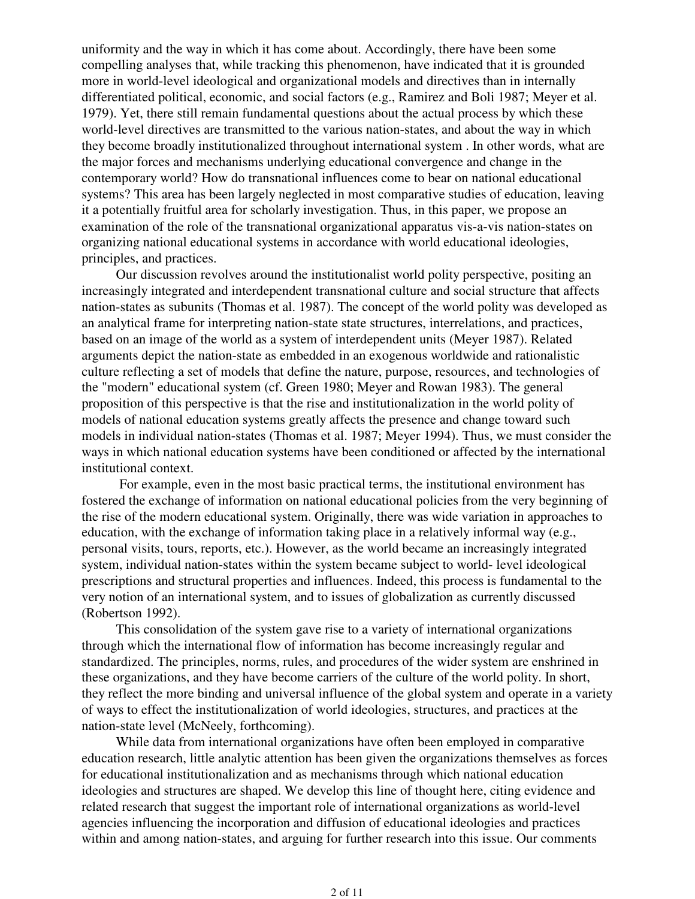uniformity and the way in which it has come about. Accordingly, there have been some compelling analyses that, while tracking this phenomenon, have indicated that it is grounded more in world-level ideological and organizational models and directives than in internally differentiated political, economic, and social factors (e.g., Ramirez and Boli 1987; Meyer et al. 1979). Yet, there still remain fundamental questions about the actual process by which these world-level directives are transmitted to the various nation-states, and about the way in which they become broadly institutionalized throughout international system . In other words, what are the major forces and mechanisms underlying educational convergence and change in the contemporary world? How do transnational influences come to bear on national educational systems? This area has been largely neglected in most comparative studies of education, leaving it a potentially fruitful area for scholarly investigation. Thus, in this paper, we propose an examination of the role of the transnational organizational apparatus vis-a-vis nation-states on organizing national educational systems in accordance with world educational ideologies, principles, and practices.

Our discussion revolves around the institutionalist world polity perspective, positing an increasingly integrated and interdependent transnational culture and social structure that affects nation-states as subunits (Thomas et al. 1987). The concept of the world polity was developed as an analytical frame for interpreting nation-state state structures, interrelations, and practices, based on an image of the world as a system of interdependent units (Meyer 1987). Related arguments depict the nation-state as embedded in an exogenous worldwide and rationalistic culture reflecting a set of models that define the nature, purpose, resources, and technologies of the "modern" educational system (cf. Green 1980; Meyer and Rowan 1983). The general proposition of this perspective is that the rise and institutionalization in the world polity of models of national education systems greatly affects the presence and change toward such models in individual nation-states (Thomas et al. 1987; Meyer 1994). Thus, we must consider the ways in which national education systems have been conditioned or affected by the international institutional context.

For example, even in the most basic practical terms, the institutional environment has fostered the exchange of information on national educational policies from the very beginning of the rise of the modern educational system. Originally, there was wide variation in approaches to education, with the exchange of information taking place in a relatively informal way (e.g., personal visits, tours, reports, etc.). However, as the world became an increasingly integrated system, individual nation-states within the system became subject to world- level ideological prescriptions and structural properties and influences. Indeed, this process is fundamental to the very notion of an international system, and to issues of globalization as currently discussed (Robertson 1992).

This consolidation of the system gave rise to a variety of international organizations through which the international flow of information has become increasingly regular and standardized. The principles, norms, rules, and procedures of the wider system are enshrined in these organizations, and they have become carriers of the culture of the world polity. In short, they reflect the more binding and universal influence of the global system and operate in a variety of ways to effect the institutionalization of world ideologies, structures, and practices at the nation-state level (McNeely, forthcoming).

While data from international organizations have often been employed in comparative education research, little analytic attention has been given the organizations themselves as forces for educational institutionalization and as mechanisms through which national education ideologies and structures are shaped. We develop this line of thought here, citing evidence and related research that suggest the important role of international organizations as world-level agencies influencing the incorporation and diffusion of educational ideologies and practices within and among nation-states, and arguing for further research into this issue. Our comments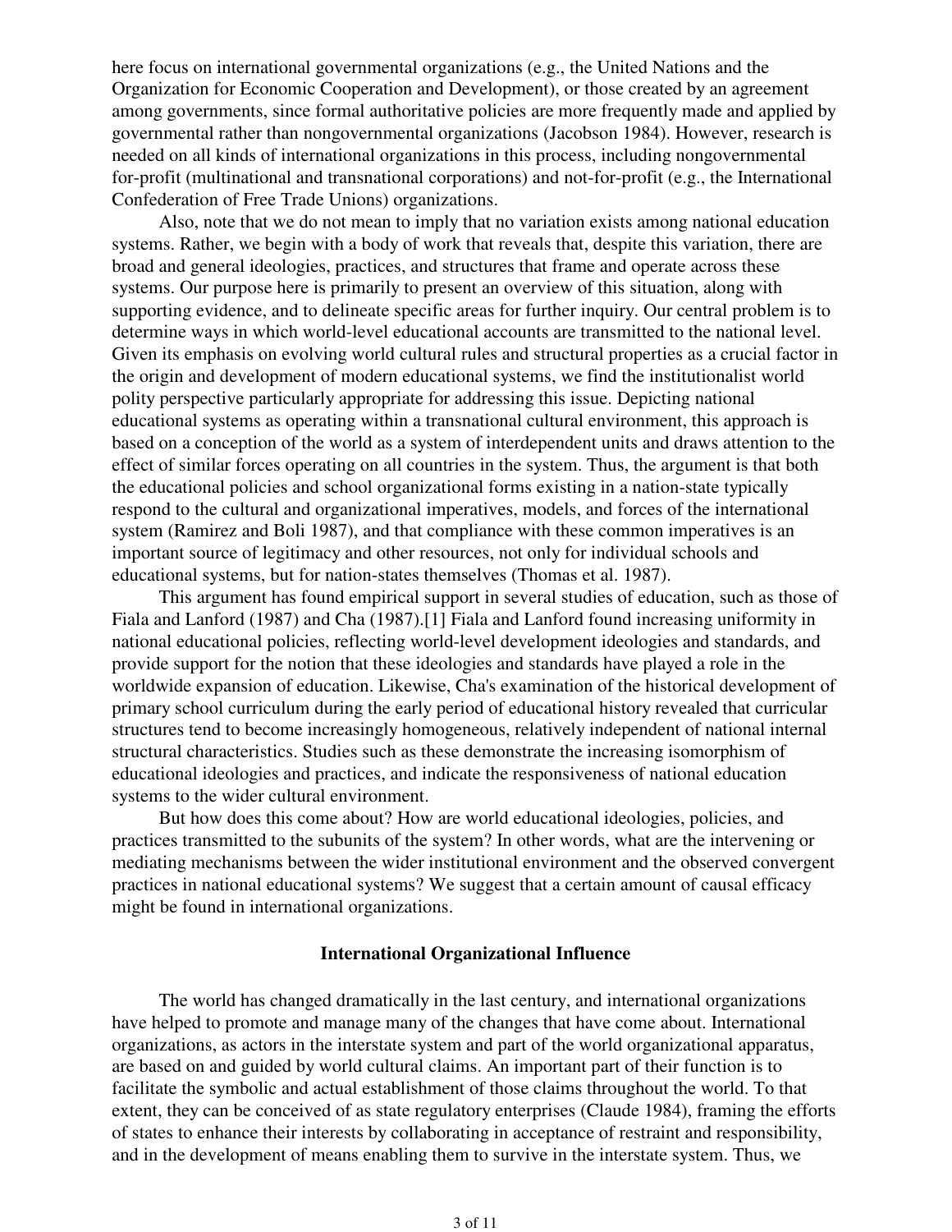here focus on international governmental organizations (e.g., the United Nations and the Organization for Economic Cooperation and Development), or those created by an agreement among governments, since formal authoritative policies are more frequently made and applied by governmental rather than nongovernmental organizations (Jacobson 1984). However, research is needed on all kinds of international organizations in this process, including nongovernmental for-profit (multinational and transnational corporations) and not-for-profit (e.g., the International Confederation of Free Trade Unions) organizations.

Also, note that we do not mean to imply that no variation exists among national education systems. Rather, we begin with a body of work that reveals that, despite this variation, there are broad and general ideologies, practices, and structures that frame and operate across these systems. Our purpose here is primarily to present an overview of this situation, along with supporting evidence, and to delineate specific areas for further inquiry. Our central problem is to determine ways in which world-level educational accounts are transmitted to the national level. Given its emphasis on evolving world cultural rules and structural properties as a crucial factor in the origin and development of modern educational systems, we find the institutionalist world polity perspective particularly appropriate for addressing this issue. Depicting national educational systems as operating within a transnational cultural environment, this approach is based on a conception of the world as a system of interdependent units and draws attention to the effect of similar forces operating on all countries in the system. Thus, the argument is that both the educational policies and school organizational forms existing in a nation-state typically respond to the cultural and organizational imperatives, models, and forces of the international system (Ramirez and Boli 1987), and that compliance with these common imperatives is an important source of legitimacy and other resources, not only for individual schools and educational systems, but for nation-states themselves (Thomas et al. 1987).

This argument has found empirical support in several studies of education, such as those of Fiala and Lanford (1987) and Cha (1987).[1] Fiala and Lanford found increasing uniformity in national educational policies, reflecting world-level development ideologies and standards, and provide support for the notion that these ideologies and standards have played a role in the worldwide expansion of education. Likewise, Cha's examination of the historical development of primary school curriculum during the early period of educational history revealed that curricular structures tend to become increasingly homogeneous, relatively independent of national internal structural characteristics. Studies such as these demonstrate the increasing isomorphism of educational ideologies and practices, and indicate the responsiveness of national education systems to the wider cultural environment.

But how does this come about? How are world educational ideologies, policies, and practices transmitted to the subunits of the system? In other words, what are the intervening or mediating mechanisms between the wider institutional environment and the observed convergent practices in national educational systems? We suggest that a certain amount of causal efficacy might be found in international organizations.

## International Organizational Influence

The world has changed dramatically in the last century, and international organizations have helped to promote and manage many of the changes that have come about. International organizations, as actors in the interstate system and part of the world organizational apparatus, are based on and guided by world cultural claims. An important part of their function is to facilitate the symbolic and actual establishment of those claims throughout the world. To that extent, they can be conceived of as state regulatory enterprises (Claude 1984), framing the efforts of states to enhance their interests by collaborating in acceptance of restraint and responsibility, and in the development of means enabling them to survive in the interstate system. Thus, we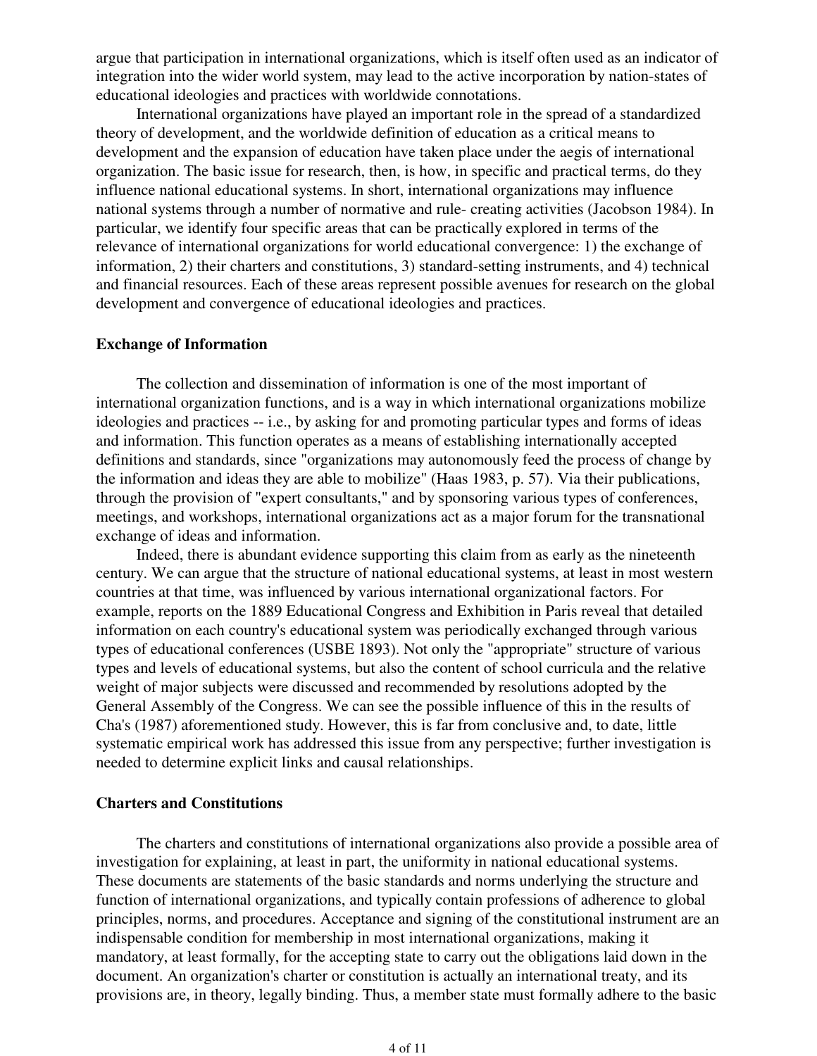argue that participation in international organizations, which is itself often used as an indicator of integration into the wider world system, may lead to the active incorporation by nation-states of educational ideologies and practices with worldwide connotations.

International organizations have played an important role in the spread of a standardized theory of development, and the worldwide definition of education as a critical means to development and the expansion of education have taken place under the aegis of international organization. The basic issue for research, then, is how, in specific and practical terms, do they influence national educational systems. In short, international organizations may influence national systems through a number of normative and rule- creating activities (Jacobson 1984). In particular, we identify four specific areas that can be practically explored in terms of the relevance of international organizations for world educational convergence: 1) the exchange of information, 2) their charters and constitutions, 3) standard-setting instruments, and 4) technical and financial resources. Each of these areas represent possible avenues for research on the global development and convergence of educational ideologies and practices.

### Exchange of Information

The collection and dissemination of information is one of the most important of international organization functions, and is a way in which international organizations mobilize ideologies and practices -- i.e., by asking for and promoting particular types and forms of ideas and information. This function operates as a means of establishing internationally accepted definitions and standards, since "organizations may autonomously feed the process of change by the information and ideas they are able to mobilize" (Haas 1983, p. 57). Via their publications, through the provision of "expert consultants," and by sponsoring various types of conferences, meetings, and workshops, international organizations act as a major forum for the transnational exchange of ideas and information.

Indeed, there is abundant evidence supporting this claim from as early as the nineteenth century. We can argue that the structure of national educational systems, at least in most western countries at that time, was influenced by various international organizational factors. For example, reports on the 1889 Educational Congress and Exhibition in Paris reveal that detailed information on each country's educational system was periodically exchanged through various types of educational conferences (USBE 1893). Not only the "appropriate" structure of various types and levels of educational systems, but also the content of school curricula and the relative weight of major subjects were discussed and recommended by resolutions adopted by the General Assembly of the Congress. We can see the possible influence of this in the results of Cha's (1987) aforementioned study. However, this is far from conclusive and, to date, little systematic empirical work has addressed this issue from any perspective; further investigation is needed to determine explicit links and causal relationships.

### Charters and Constitutions

The charters and constitutions of international organizations also provide a possible area of investigation for explaining, at least in part, the uniformity in national educational systems. These documents are statements of the basic standards and norms underlying the structure and function of international organizations, and typically contain professions of adherence to global principles, norms, and procedures. Acceptance and signing of the constitutional instrument are an indispensable condition for membership in most international organizations, making it mandatory, at least formally, for the accepting state to carry out the obligations laid down in the document. An organization's charter or constitution is actually an international treaty, and its provisions are, in theory, legally binding. Thus, a member state must formally adhere to the basic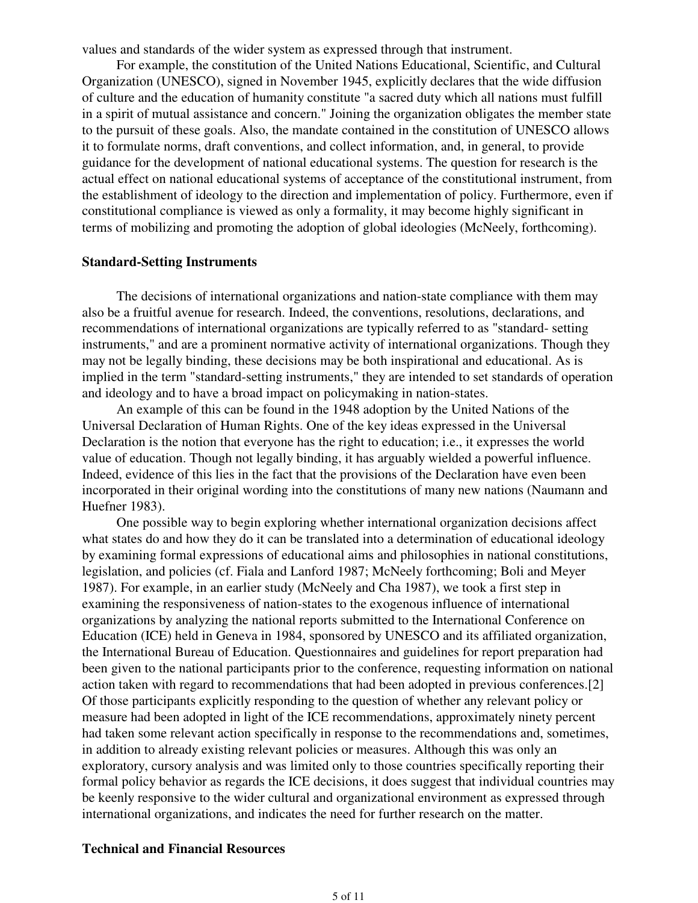values and standards of the wider system as expressed through that instrument.

For example, the constitution of the United Nations Educational, Scientific, and Cultural Organization (UNESCO), signed in November 1945, explicitly declares that the wide diffusion of culture and the education of humanity constitute "a sacred duty which all nations must fulfill in a spirit of mutual assistance and concern." Joining the organization obligates the member state to the pursuit of these goals. Also, the mandate contained in the constitution of UNESCO allows it to formulate norms, draft conventions, and collect information, and, in general, to provide guidance for the development of national educational systems. The question for research is the actual effect on national educational systems of acceptance of the constitutional instrument, from the establishment of ideology to the direction and implementation of policy. Furthermore, even if constitutional compliance is viewed as only a formality, it may become highly significant in terms of mobilizing and promoting the adoption of global ideologies (McNeely, forthcoming).

### Standard-Setting Instruments

The decisions of international organizations and nation-state compliance with them may also be a fruitful avenue for research. Indeed, the conventions, resolutions, declarations, and recommendations of international organizations are typically referred to as "standard- setting instruments," and are a prominent normative activity of international organizations. Though they may not be legally binding, these decisions may be both inspirational and educational. As is implied in the term "standard-setting instruments," they are intended to set standards of operation and ideology and to have a broad impact on policymaking in nation-states.

An example of this can be found in the 1948 adoption by the United Nations of the Universal Declaration of Human Rights. One of the key ideas expressed in the Universal Declaration is the notion that everyone has the right to education; i.e., it expresses the world value of education. Though not legally binding, it has arguably wielded a powerful influence. Indeed, evidence of this lies in the fact that the provisions of the Declaration have even been incorporated in their original wording into the constitutions of many new nations (Naumann and Huefner 1983).

One possible way to begin exploring whether international organization decisions affect what states do and how they do it can be translated into a determination of educational ideology by examining formal expressions of educational aims and philosophies in national constitutions, legislation, and policies (cf. Fiala and Lanford 1987; McNeely forthcoming; Boli and Meyer 1987). For example, in an earlier study (McNeely and Cha 1987), we took a first step in examining the responsiveness of nation-states to the exogenous influence of international organizations by analyzing the national reports submitted to the International Conference on Education (ICE) held in Geneva in 1984, sponsored by UNESCO and its affiliated organization, the International Bureau of Education. Questionnaires and guidelines for report preparation had been given to the national participants prior to the conference, requesting information on national action taken with regard to recommendations that had been adopted in previous conferences.[2] Of those participants explicitly responding to the question of whether any relevant policy or measure had been adopted in light of the ICE recommendations, approximately ninety percent had taken some relevant action specifically in response to the recommendations and, sometimes, in addition to already existing relevant policies or measures. Although this was only an exploratory, cursory analysis and was limited only to those countries specifically reporting their formal policy behavior as regards the ICE decisions, it does suggest that individual countries may be keenly responsive to the wider cultural and organizational environment as expressed through international organizations, and indicates the need for further research on the matter.

### Technical and Financial Resources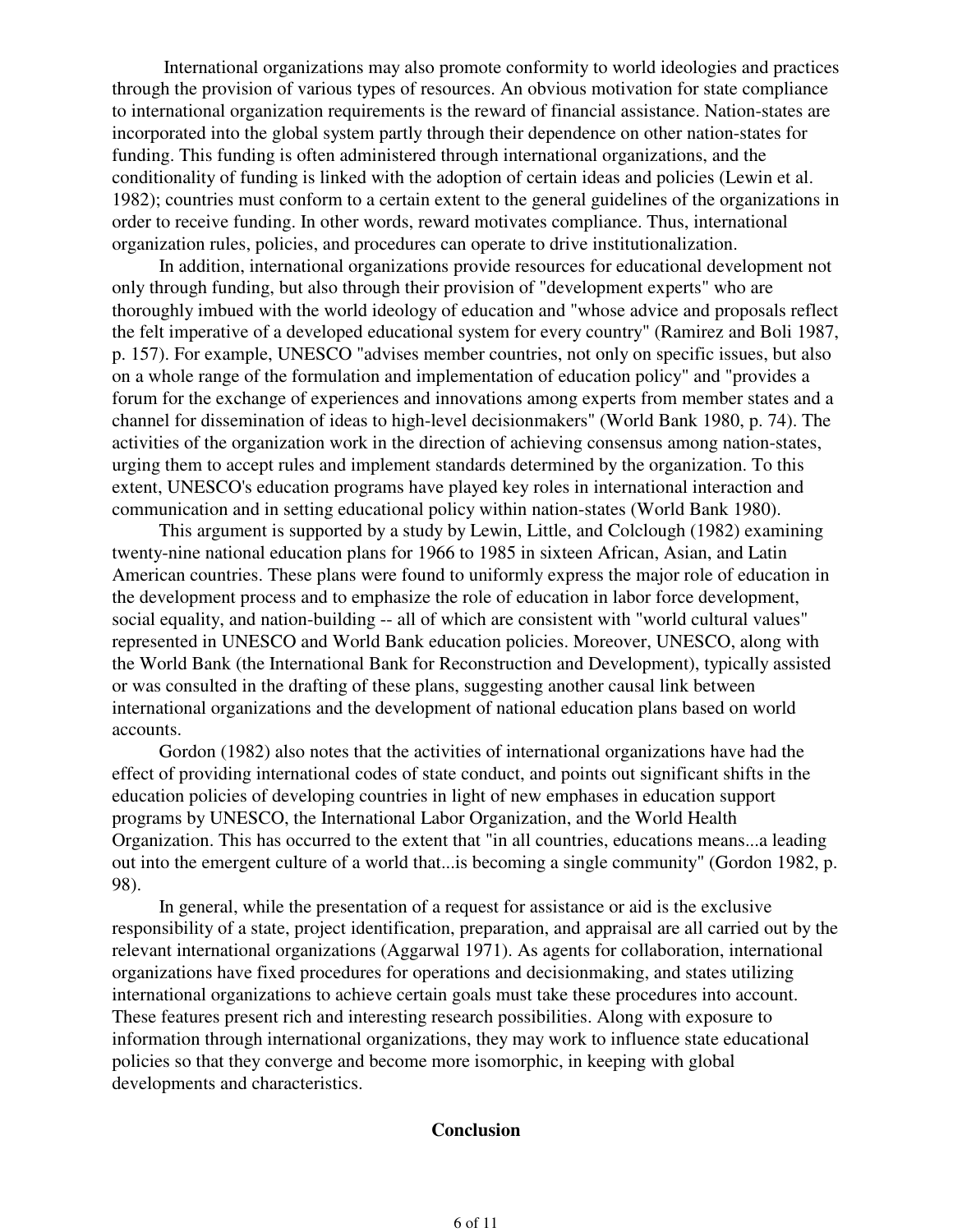International organizations may also promote conformity to world ideologies and practices through the provision of various types of resources. An obvious motivation for state compliance to international organization requirements is the reward of financial assistance. Nation-states are incorporated into the global system partly through their dependence on other nation-states for funding. This funding is often administered through international organizations, and the conditionality of funding is linked with the adoption of certain ideas and policies (Lewin et al. 1982); countries must conform to a certain extent to the general guidelines of the organizations in order to receive funding. In other words, reward motivates compliance. Thus, international organization rules, policies, and procedures can operate to drive institutionalization.

In addition, international organizations provide resources for educational development not only through funding, but also through their provision of "development experts" who are thoroughly imbued with the world ideology of education and "whose advice and proposals reflect the felt imperative of a developed educational system for every country" (Ramirez and Boli 1987, p. 157). For example, UNESCO "advises member countries, not only on specific issues, but also on a whole range of the formulation and implementation of education policy" and "provides a forum for the exchange of experiences and innovations among experts from member states and a channel for dissemination of ideas to high-level decisionmakers" (World Bank 1980, p. 74). The activities of the organization work in the direction of achieving consensus among nation-states, urging them to accept rules and implement standards determined by the organization. To this extent, UNESCO's education programs have played key roles in international interaction and communication and in setting educational policy within nation-states (World Bank 1980).

This argument is supported by a study by Lewin, Little, and Colclough (1982) examining twenty-nine national education plans for 1966 to 1985 in sixteen African, Asian, and Latin American countries. These plans were found to uniformly express the major role of education in the development process and to emphasize the role of education in labor force development, social equality, and nation-building -- all of which are consistent with "world cultural values" represented in UNESCO and World Bank education policies. Moreover, UNESCO, along with the World Bank (the International Bank for Reconstruction and Development), typically assisted or was consulted in the drafting of these plans, suggesting another causal link between international organizations and the development of national education plans based on world accounts.

Gordon (1982) also notes that the activities of international organizations have had the effect of providing international codes of state conduct, and points out significant shifts in the education policies of developing countries in light of new emphases in education support programs by UNESCO, the International Labor Organization, and the World Health Organization. This has occurred to the extent that "in all countries, educations means...a leading out into the emergent culture of a world that...is becoming a single community" (Gordon 1982, p. 98).

In general, while the presentation of a request for assistance or aid is the exclusive responsibility of a state, project identification, preparation, and appraisal are all carried out by the relevant international organizations (Aggarwal 1971). As agents for collaboration, international organizations have fixed procedures for operations and decisionmaking, and states utilizing international organizations to achieve certain goals must take these procedures into account. These features present rich and interesting research possibilities. Along with exposure to information through international organizations, they may work to influence state educational policies so that they converge and become more isomorphic, in keeping with global developments and characteristics.

## Conclusion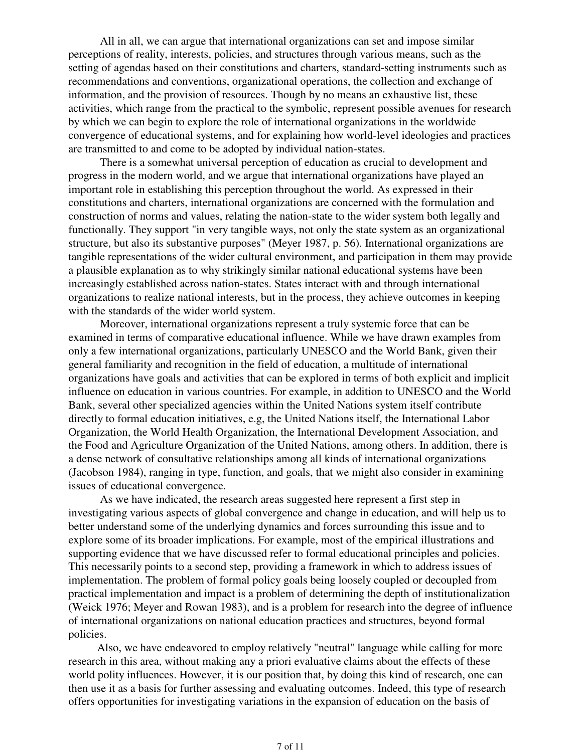All in all, we can argue that international organizations can set and impose similar perceptions of reality, interests, policies, and structures through various means, such as the setting of agendas based on their constitutions and charters, standard-setting instruments such as recommendations and conventions, organizational operations, the collection and exchange of information, and the provision of resources. Though by no means an exhaustive list, these activities, which range from the practical to the symbolic, represent possible avenues for research by which we can begin to explore the role of international organizations in the worldwide convergence of educational systems, and for explaining how world-level ideologies and practices are transmitted to and come to be adopted by individual nation-states.

There is a somewhat universal perception of education as crucial to development and progress in the modern world, and we argue that international organizations have played an important role in establishing this perception throughout the world. As expressed in their constitutions and charters, international organizations are concerned with the formulation and construction of norms and values, relating the nation-state to the wider system both legally and functionally. They support "in very tangible ways, not only the state system as an organizational structure, but also its substantive purposes" (Meyer 1987, p. 56). International organizations are tangible representations of the wider cultural environment, and participation in them may provide a plausible explanation as to why strikingly similar national educational systems have been increasingly established across nation-states. States interact with and through international organizations to realize national interests, but in the process, they achieve outcomes in keeping with the standards of the wider world system.

Moreover, international organizations represent a truly systemic force that can be examined in terms of comparative educational influence. While we have drawn examples from only a few international organizations, particularly UNESCO and the World Bank, given their general familiarity and recognition in the field of education, a multitude of international organizations have goals and activities that can be explored in terms of both explicit and implicit influence on education in various countries. For example, in addition to UNESCO and the World Bank, several other specialized agencies within the United Nations system itself contribute directly to formal education initiatives, e.g, the United Nations itself, the International Labor Organization, the World Health Organization, the International Development Association, and the Food and Agriculture Organization of the United Nations, among others. In addition, there is a dense network of consultative relationships among all kinds of international organizations (Jacobson 1984), ranging in type, function, and goals, that we might also consider in examining issues of educational convergence.

As we have indicated, the research areas suggested here represent a first step in investigating various aspects of global convergence and change in education, and will help us to better understand some of the underlying dynamics and forces surrounding this issue and to explore some of its broader implications. For example, most of the empirical illustrations and supporting evidence that we have discussed refer to formal educational principles and policies. This necessarily points to a second step, providing a framework in which to address issues of implementation. The problem of formal policy goals being loosely coupled or decoupled from practical implementation and impact is a problem of determining the depth of institutionalization (Weick 1976; Meyer and Rowan 1983), and is a problem for research into the degree of influence of international organizations on national education practices and structures, beyond formal policies.

Also, we have endeavored to employ relatively "neutral" language while calling for more research in this area, without making any a priori evaluative claims about the effects of these world polity influences. However, it is our position that, by doing this kind of research, one can then use it as a basis for further assessing and evaluating outcomes. Indeed, this type of research offers opportunities for investigating variations in the expansion of education on the basis of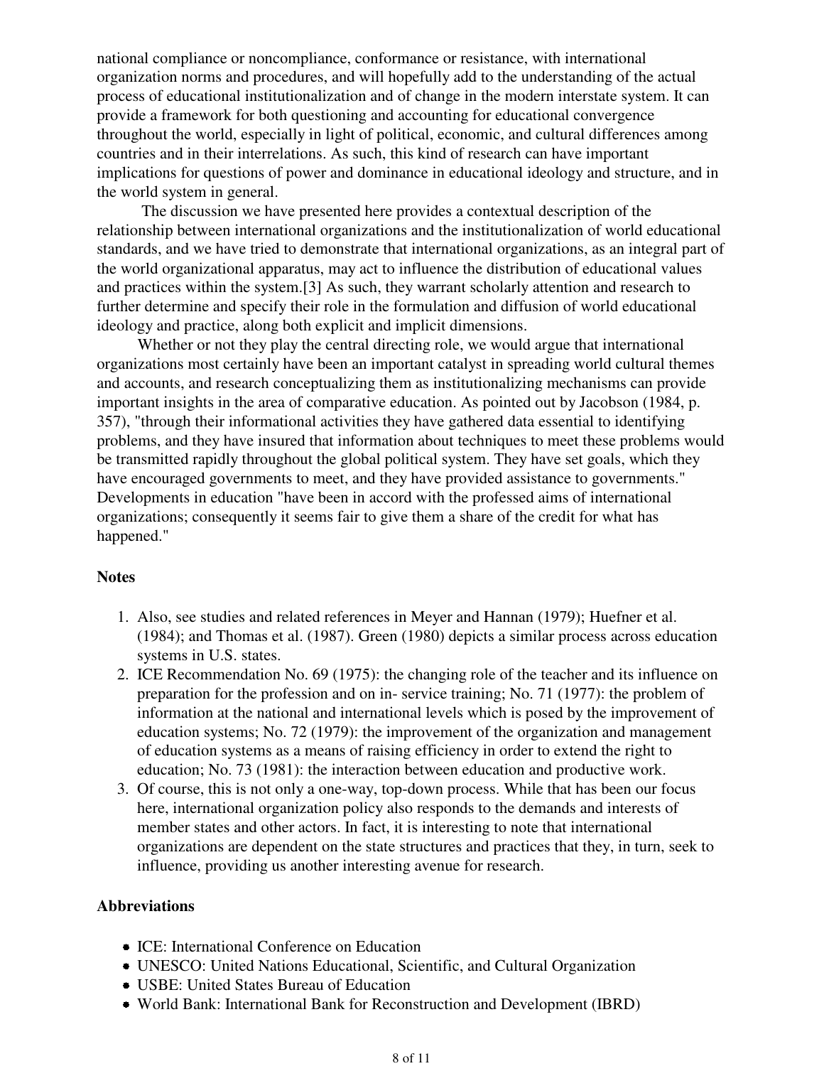national compliance or noncompliance, conformance or resistance, with international organization norms and procedures, and will hopefully add to the understanding of the actual process of educational institutionalization and of change in the modern interstate system. It can provide a framework for both questioning and accounting for educational convergence throughout the world, especially in light of political, economic, and cultural differences among countries and in their interrelations. As such, this kind of research can have important implications for questions of power and dominance in educational ideology and structure, and in the world system in general.

The discussion we have presented here provides a contextual description of the relationship between international organizations and the institutionalization of world educational standards, and we have tried to demonstrate that international organizations, as an integral part of the world organizational apparatus, may act to influence the distribution of educational values and practices within the system.[3] As such, they warrant scholarly attention and research to further determine and specify their role in the formulation and diffusion of world educational ideology and practice, along both explicit and implicit dimensions.

Whether or not they play the central directing role, we would argue that international organizations most certainly have been an important catalyst in spreading world cultural themes and accounts, and research conceptualizing them as institutionalizing mechanisms can provide important insights in the area of comparative education. As pointed out by Jacobson (1984, p. 357), "through their informational activities they have gathered data essential to identifying problems, and they have insured that information about techniques to meet these problems would be transmitted rapidly throughout the global political system. They have set goals, which they have encouraged governments to meet, and they have provided assistance to governments." Developments in education "have been in accord with the professed aims of international organizations; consequently it seems fair to give them a share of the credit for what has happened."

## Notes

1. Also, see studies and related references in Meyer and Hannan (1979); Huefner et al. (1984); and Thomas et al. (1987). Green (1980) depicts a similar process across education systems in U.S. states.
2. ICE Recommendation No. 69 (1975): the changing role of the teacher and its influence on preparation for the profession and on in- service training; No. 71 (1977): the problem of information at the national and international levels which is posed by the improvement of education systems; No. 72 (1979): the improvement of the organization and management of education systems as a means of raising efficiency in order to extend the right to education; No. 73 (1981): the interaction between education and productive work.
3. Of course, this is not only a one-way, top-down process. While that has been our focus here, international organization policy also responds to the demands and interests of member states and other actors. In fact, it is interesting to note that international organizations are dependent on the state structures and practices that they, in turn, seek to influence, providing us another interesting avenue for research.

## Abbreviations

- ICE: International Conference on Education
- UNESCO: United Nations Educational, Scientific, and Cultural Organization
- USBE: United States Bureau of Education
- World Bank: International Bank for Reconstruction and Development (IBRD)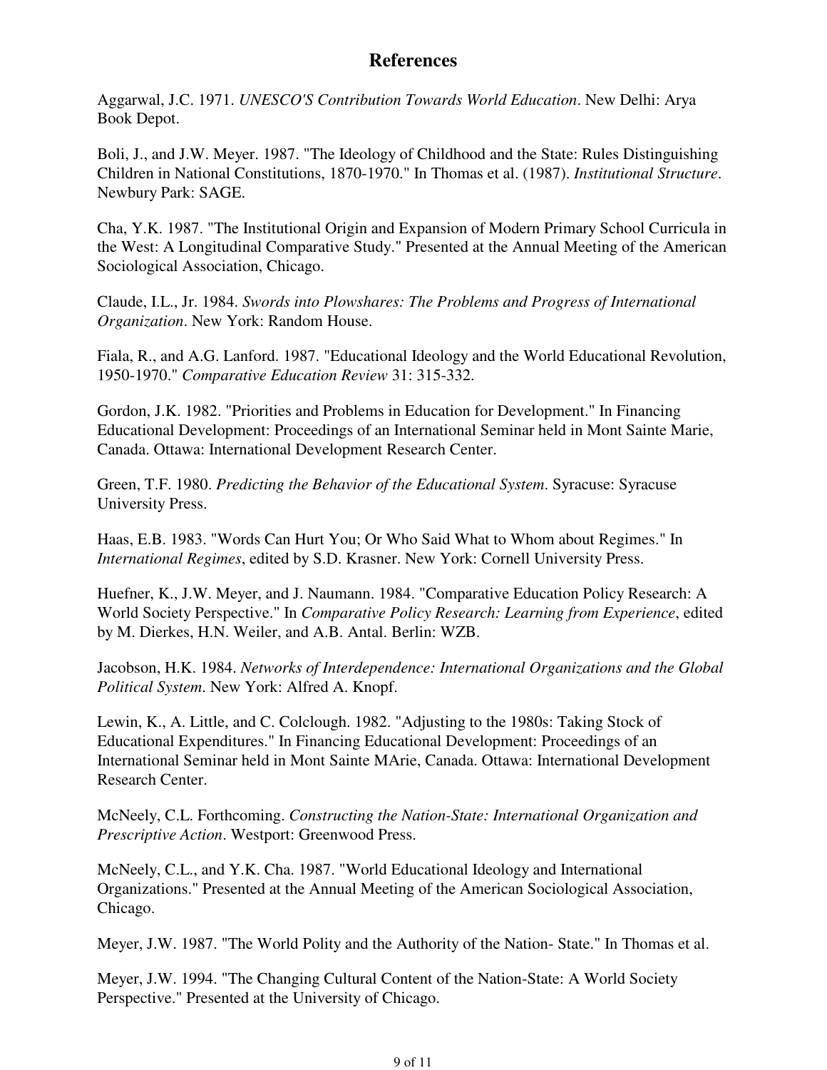## References

Aggarwal, J.C. 1971. *UNESCO'S Contribution Towards World Education*. New Delhi: Arya Book Depot.

Boli, J., and J.W. Meyer. 1987. "The Ideology of Childhood and the State: Rules Distinguishing Children in National Constitutions, 1870-1970." In Thomas et al. (1987). *Institutional Structure*. Newbury Park: SAGE.

Cha, Y.K. 1987. "The Institutional Origin and Expansion of Modern Primary School Curricula in the West: A Longitudinal Comparative Study." Presented at the Annual Meeting of the American Sociological Association, Chicago.

Claude, I.L., Jr. 1984. *Swords into Plowshares: The Problems and Progress of International Organization*. New York: Random House.

Fiala, R., and A.G. Lanford. 1987. "Educational Ideology and the World Educational Revolution, 1950-1970." *Comparative Education Review* 31: 315-332.

Gordon, J.K. 1982. "Priorities and Problems in Education for Development." In Financing Educational Development: Proceedings of an International Seminar held in Mont Sainte Marie, Canada. Ottawa: International Development Research Center.

Green, T.F. 1980. *Predicting the Behavior of the Educational System*. Syracuse: Syracuse University Press.

Haas, E.B. 1983. "Words Can Hurt You; Or Who Said What to Whom about Regimes." In *International Regimes*, edited by S.D. Krasner. New York: Cornell University Press.

Huefner, K., J.W. Meyer, and J. Naumann. 1984. "Comparative Education Policy Research: A World Society Perspective." In *Comparative Policy Research: Learning from Experience*, edited by M. Dierkes, H.N. Weiler, and A.B. Antal. Berlin: WZB.

Jacobson, H.K. 1984. *Networks of Interdependence: International Organizations and the Global Political System*. New York: Alfred A. Knopf.

Lewin, K., A. Little, and C. Colclough. 1982. "Adjusting to the 1980s: Taking Stock of Educational Expenditures." In Financing Educational Development: Proceedings of an International Seminar held in Mont Sainte MArie, Canada. Ottawa: International Development Research Center.

McNeely, C.L. Forthcoming. *Constructing the Nation-State: International Organization and Prescriptive Action*. Westport: Greenwood Press.

McNeely, C.L., and Y.K. Cha. 1987. "World Educational Ideology and International Organizations." Presented at the Annual Meeting of the American Sociological Association, Chicago.

Meyer, J.W. 1987. "The World Polity and the Authority of the Nation- State." In Thomas et al.

Meyer, J.W. 1994. "The Changing Cultural Content of the Nation-State: A World Society Perspective." Presented at the University of Chicago.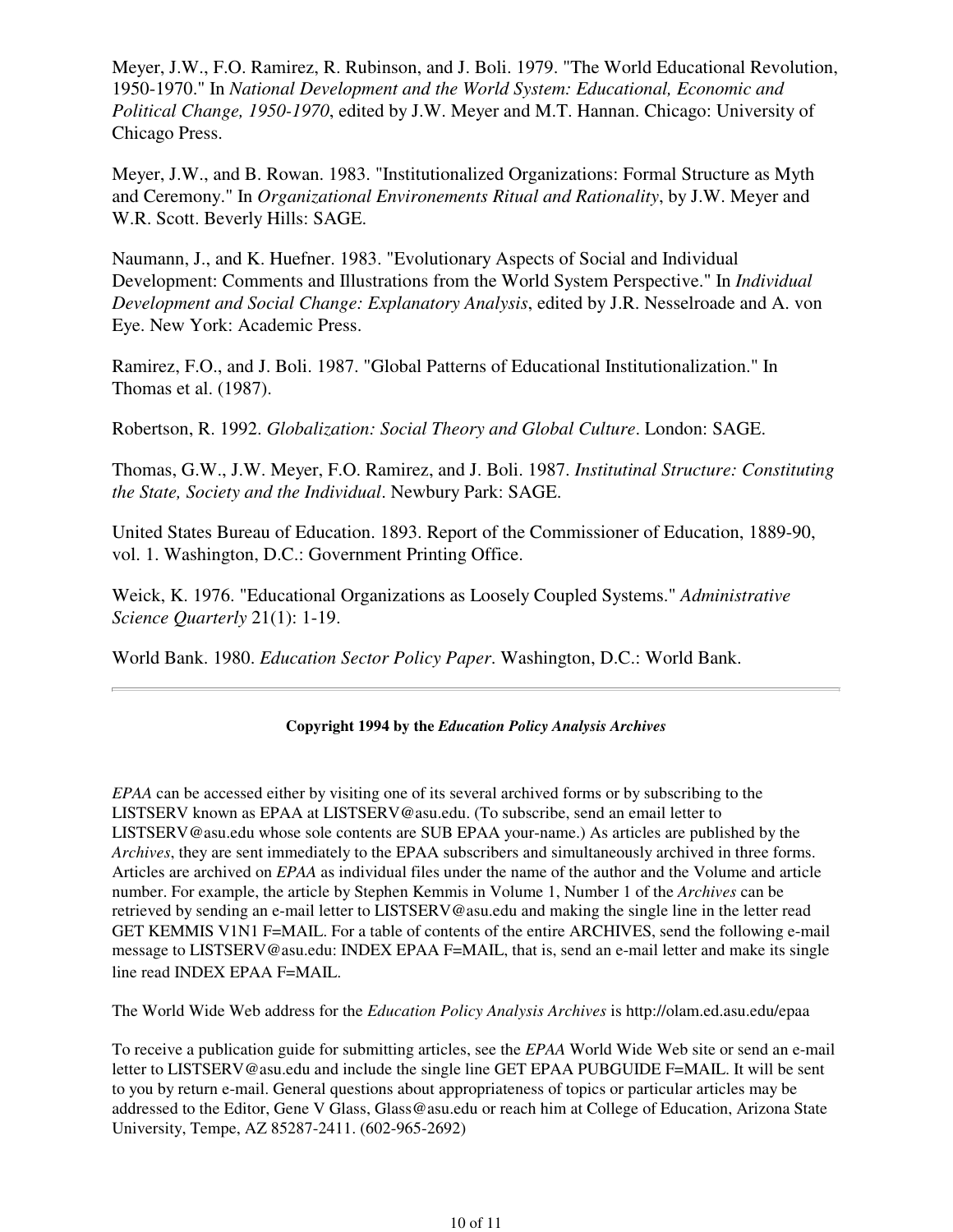Meyer, J.W., F.O. Ramirez, R. Rubinson, and J. Boli. 1979. "The World Educational Revolution, 1950-1970." In *National Development and the World System: Educational, Economic and Political Change, 1950-1970*, edited by J.W. Meyer and M.T. Hannan. Chicago: University of Chicago Press.

Meyer, J.W., and B. Rowan. 1983. "Institutionalized Organizations: Formal Structure as Myth and Ceremony." In *Organizational Environements Ritual and Rationality*, by J.W. Meyer and W.R. Scott. Beverly Hills: SAGE.

Naumann, J., and K. Huefner. 1983. "Evolutionary Aspects of Social and Individual Development: Comments and Illustrations from the World System Perspective." In *Individual Development and Social Change: Explanatory Analysis*, edited by J.R. Nesselroade and A. von Eye. New York: Academic Press.

Ramirez, F.O., and J. Boli. 1987. "Global Patterns of Educational Institutionalization." In Thomas et al. (1987).

Robertson, R. 1992. *Globalization: Social Theory and Global Culture*. London: SAGE.

Thomas, G.W., J.W. Meyer, F.O. Ramirez, and J. Boli. 1987. *Institutinal Structure: Constituting the State, Society and the Individual*. Newbury Park: SAGE.

United States Bureau of Education. 1893. Report of the Commissioner of Education, 1889-90, vol. 1. Washington, D.C.: Government Printing Office.

Weick, K. 1976. "Educational Organizations as Loosely Coupled Systems." *Administrative Science Quarterly* 21(1): 1-19.

World Bank. 1980. *Education Sector Policy Paper*. Washington, D.C.: World Bank.

---

**Copyright 1994 by the *Education Policy Analysis Archives***

*EPAA* can be accessed either by visiting one of its several archived forms or by subscribing to the LISTSERV known as EPAA at LISTSERV@asu.edu. (To subscribe, send an email letter to LISTSERV@asu.edu whose sole contents are SUB EPAA your-name.) As articles are published by the *Archives*, they are sent immediately to the EPAA subscribers and simultaneously archived in three forms. Articles are archived on *EPAA* as individual files under the name of the author and the Volume and article number. For example, the article by Stephen Kemmis in Volume 1, Number 1 of the *Archives* can be retrieved by sending an e-mail letter to LISTSERV@asu.edu and making the single line in the letter read GET KEMMIS V1N1 F=MAIL. For a table of contents of the entire ARCHIVES, send the following e-mail message to LISTSERV@asu.edu: INDEX EPAA F=MAIL, that is, send an e-mail letter and make its single line read INDEX EPAA F=MAIL.

The World Wide Web address for the *Education Policy Analysis Archives* is http://olam.ed.asu.edu/epaa

To receive a publication guide for submitting articles, see the *EPAA* World Wide Web site or send an e-mail letter to LISTSERV@asu.edu and include the single line GET EPAA PUBGUIDE F=MAIL. It will be sent to you by return e-mail. General questions about appropriateness of topics or particular articles may be addressed to the Editor, Gene V Glass, Glass@asu.edu or reach him at College of Education, Arizona State University, Tempe, AZ 85287-2411. (602-965-2692)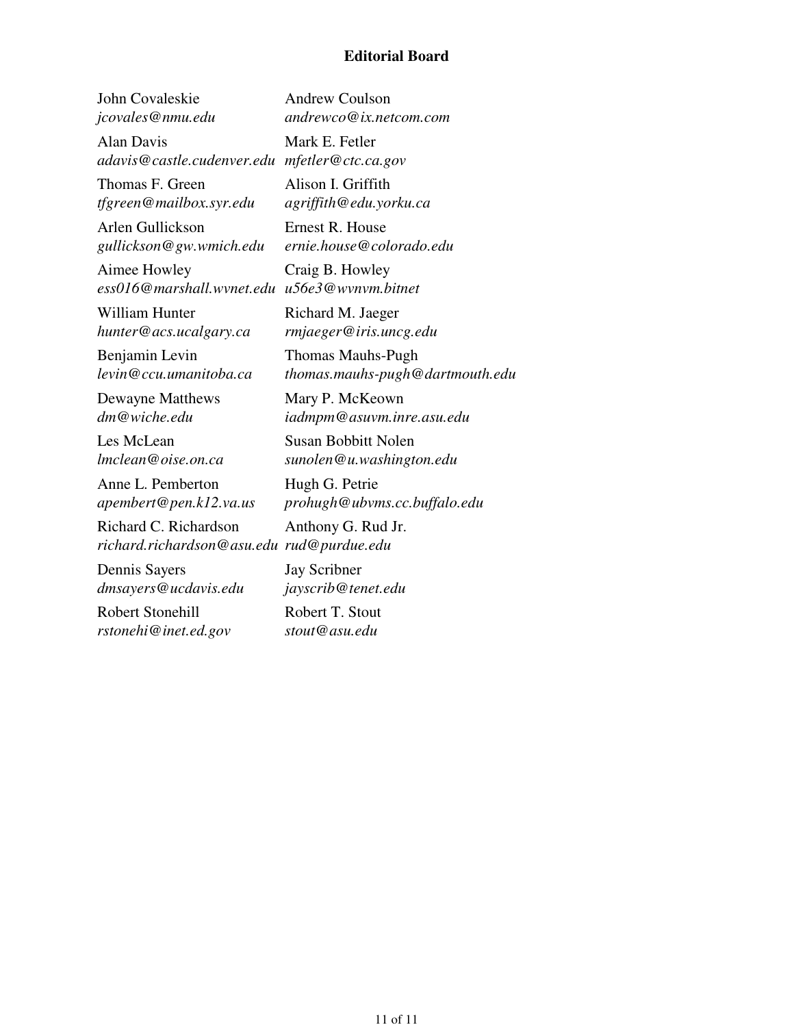## Editorial Board

John Covaleskie
*jcovales@nmu.edu*

Andrew Coulson
*andrewco@ix.netcom.com*

Alan Davis
*adavis@castle.cudenver.edu*

Mark E. Fetler
*mfetler@ctc.ca.gov*

Thomas F. Green
*tfgreen@mailbox.syr.edu*

Alison I. Griffith
*agriffith@edu.yorku.ca*

Arlen Gullickson
*gullickson@gw.wmich.edu*

Ernest R. House
*ernie.house@colorado.edu*

Aimee Howley
*ess016@marshall.wvnet.edu*

Craig B. Howley
*u56e3@wvnvm.bitnet*

William Hunter
*hunter@acs.ucalgary.ca*

Richard M. Jaeger
*rmjaeger@iris.uncg.edu*

Benjamin Levin
*levin@ccu.umanitoba.ca*

Thomas Mauhs-Pugh
*thomas.mauhs-pugh@dartmouth.edu*

Dewayne Matthews
*dm@wiche.edu*

Mary P. McKeown
*iadmpm@asuvm.inre.asu.edu*

Les McLean
*lmclean@oise.on.ca*

Susan Bobbitt Nolen
*sunolen@u.washington.edu*

Anne L. Pemberton
*apembert@pen.k12.va.us*

Hugh G. Petrie
*prohugh@ubvms.cc.buffalo.edu*

Richard C. Richardson
*richard.richardson@asu.edu*

Anthony G. Rud Jr.
*rud@purdue.edu*

Dennis Sayers
*dmsayers@ucdavis.edu*

Jay Scribner
*jayscrib@tenet.edu*

Robert Stonehill
*rstonehi@inet.ed.gov*

Robert T. Stout
*stout@asu.edu*